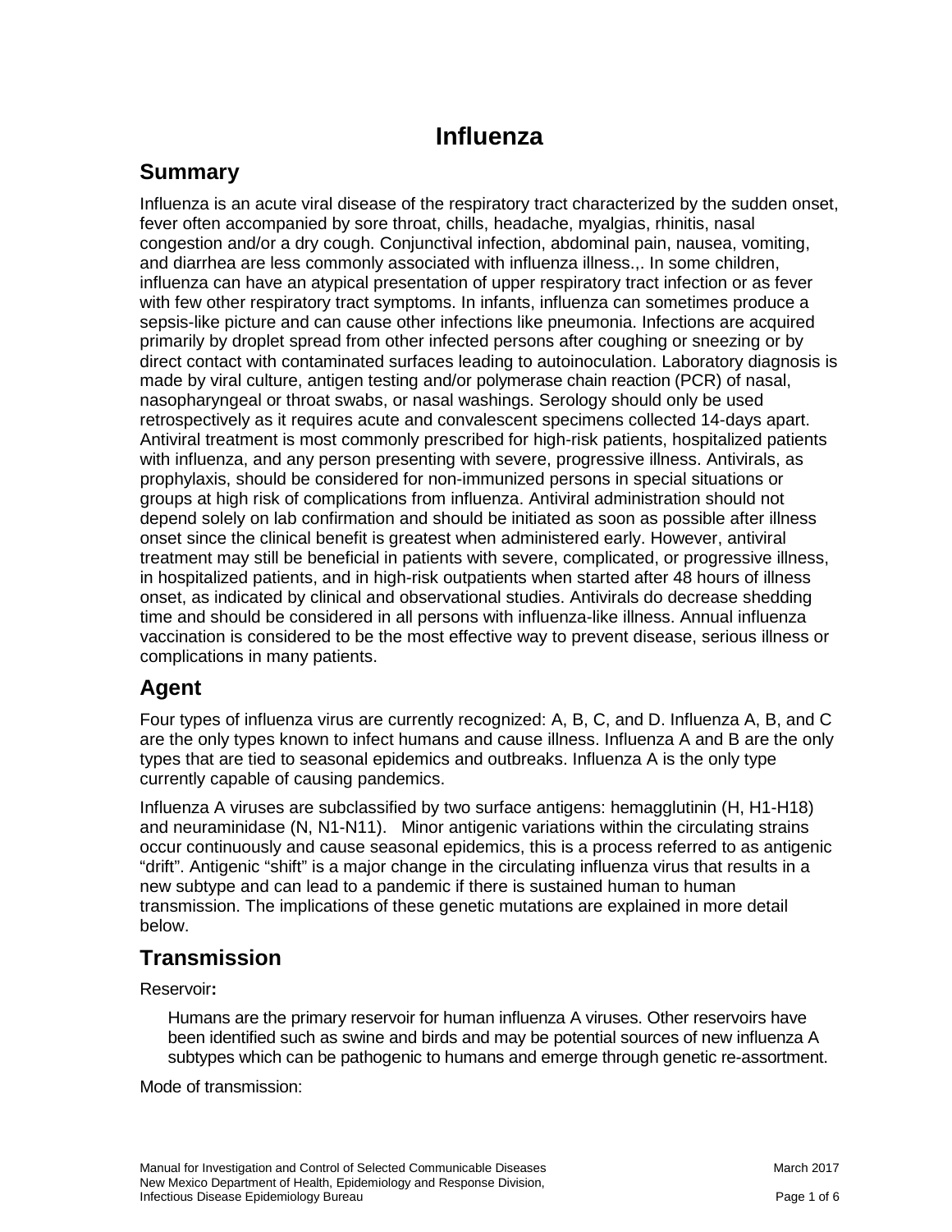# Influenza

## Summary

Influenza is an acute viral disease of the respiratory tract characterized by the sudden onset, fever often accompanied by sore throat, chills, headache, myalgias, rhinitis, nasal congestion and/or a dry cough. Conjunctival infection, abdominal pain, nausea, vomiting, and diarrhea are less commonly associated with influenza illness.,. In some children, influenza can have an atypical presentation of upper respiratory tract infection or as fever with few other respiratory tract symptoms. In infants, influenza can sometimes produce a sepsis-like picture and can cause other infections like pneumonia. Infections are acquired primarily by droplet spread from other infected persons after coughing or sneezing or by direct contact with contaminated surfaces leading to autoinoculation. Laboratory diagnosis is made by viral culture, antigen testing and/or polymerase chain reaction (PCR) of nasal, nasopharyngeal or throat swabs, or nasal washings. Serology should only be used retrospectively as it requires acute and convalescent specimens collected 14-days apart. Antiviral treatment is most commonly prescribed for high-risk patients, hospitalized patients with influenza, and any person presenting with severe, progressive illness. Antivirals, as prophylaxis, should be considered for non-immunized persons in special situations or groups at high risk of complications from influenza. Antiviral administration should not depend solely on lab confirmation and should be initiated as soon as possible after illness onset since the clinical benefit is greatest when administered early. However, antiviral treatment may still be beneficial in patients with severe, complicated, or progressive illness, in hospitalized patients, and in high-risk outpatients when started after 48 hours of illness onset, as indicated by clinical and observational studies. Antivirals do decrease shedding time and should be considered in all persons with influenza-like illness. Annual influenza vaccination is considered to be the most effective way to prevent disease, serious illness or complications in many patients.

## Agent

Four types of influenza virus are currently recognized: A, B, C, and D. Influenza A, B, and C are the only types known to infect humans and cause illness. Influenza A and B are the only types that are tied to seasonal epidemics and outbreaks. Influenza A is the only type currently capable of causing pandemics.

Influenza A viruses are subclassified by two surface antigens: hemagglutinin (H, H1-H18) and neuraminidase (N, N1-N11). Minor antigenic variations within the circulating strains occur continuously and cause seasonal epidemics, this is a process referred to as antigenic "drift". Antigenic "shift" is a major change in the circulating influenza virus that results in a new subtype and can lead to a pandemic if there is sustained human to human transmission. The implications of these genetic mutations are explained in more detail below.

## Transmission

Reservoir**:**

Humans are the primary reservoir for human influenza A viruses. Other reservoirs have been identified such as swine and birds and may be potential sources of new influenza A subtypes which can be pathogenic to humans and emerge through genetic re-assortment.

Mode of transmission: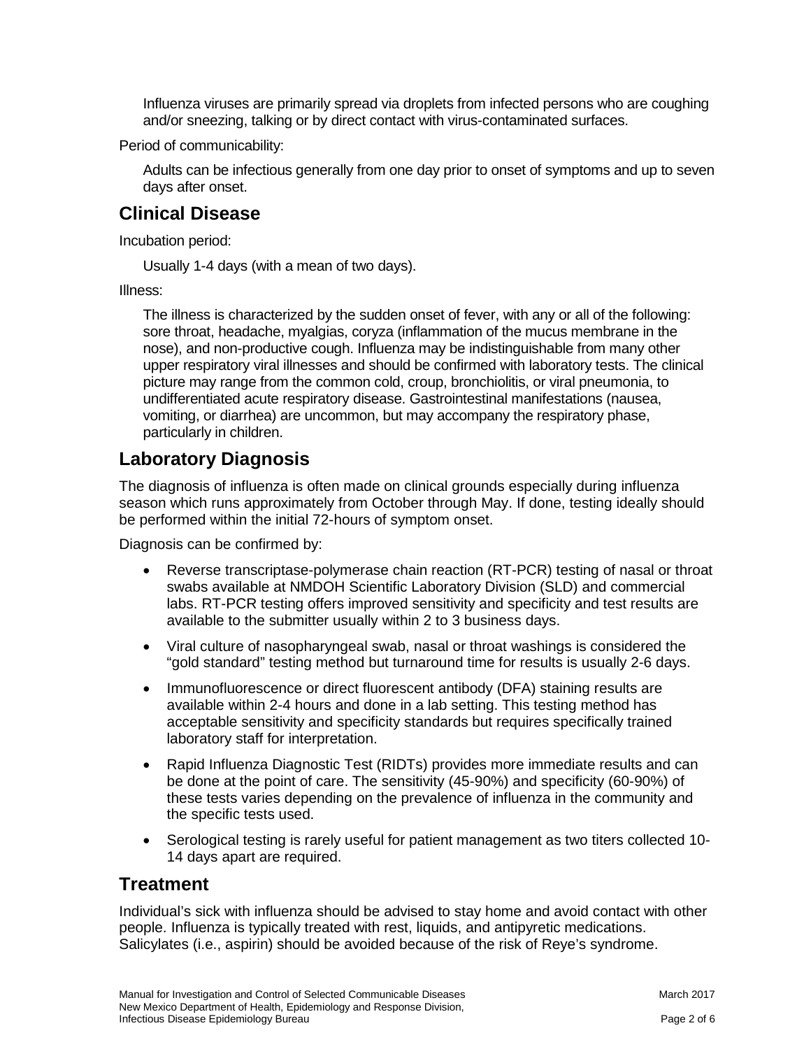Influenza viruses are primarily spread via droplets from infected persons who are coughing and/or sneezing, talking or by direct contact with virus-contaminated surfaces.

Period of communicability:

Adults can be infectious generally from one day prior to onset of symptoms and up to seven days after onset.

## Clinical Disease

Incubation period:

Usually 1-4 days (with a mean of two days).

Illness:

The illness is characterized by the sudden onset of fever, with any or all of the following: sore throat, headache, myalgias, coryza (inflammation of the mucus membrane in the nose), and non-productive cough. Influenza may be indistinguishable from many other upper respiratory viral illnesses and should be confirmed with laboratory tests. The clinical picture may range from the common cold, croup, bronchiolitis, or viral pneumonia, to undifferentiated acute respiratory disease. Gastrointestinal manifestations (nausea, vomiting, or diarrhea) are uncommon, but may accompany the respiratory phase, particularly in children.

## Laboratory Diagnosis

The diagnosis of influenza is often made on clinical grounds especially during influenza season which runs approximately from October through May. If done, testing ideally should be performed within the initial 72-hours of symptom onset.

Diagnosis can be confirmed by:

- Reverse transcriptase-polymerase chain reaction (RT-PCR) testing of nasal or throat swabs available at NMDOH Scientific Laboratory Division (SLD) and commercial labs. RT-PCR testing offers improved sensitivity and specificity and test results are available to the submitter usually within 2 to 3 business days.
- Viral culture of nasopharyngeal swab, nasal or throat washings is considered the "gold standard" testing method but turnaround time for results is usually 2-6 days.
- Immunofluorescence or direct fluorescent antibody (DFA) staining results are available within 2-4 hours and done in a lab setting. This testing method has acceptable sensitivity and specificity standards but requires specifically trained laboratory staff for interpretation.
- Rapid Influenza Diagnostic Test (RIDTs) provides more immediate results and can be done at the point of care. The sensitivity (45-90%) and specificity (60-90%) of these tests varies depending on the prevalence of influenza in the community and the specific tests used.
- Serological testing is rarely useful for patient management as two titers collected 10-14 days apart are required.

## Treatment

Individual's sick with influenza should be advised to stay home and avoid contact with other people. Influenza is typically treated with rest, liquids, and antipyretic medications. Salicylates (i.e., aspirin) should be avoided because of the risk of Reye's syndrome.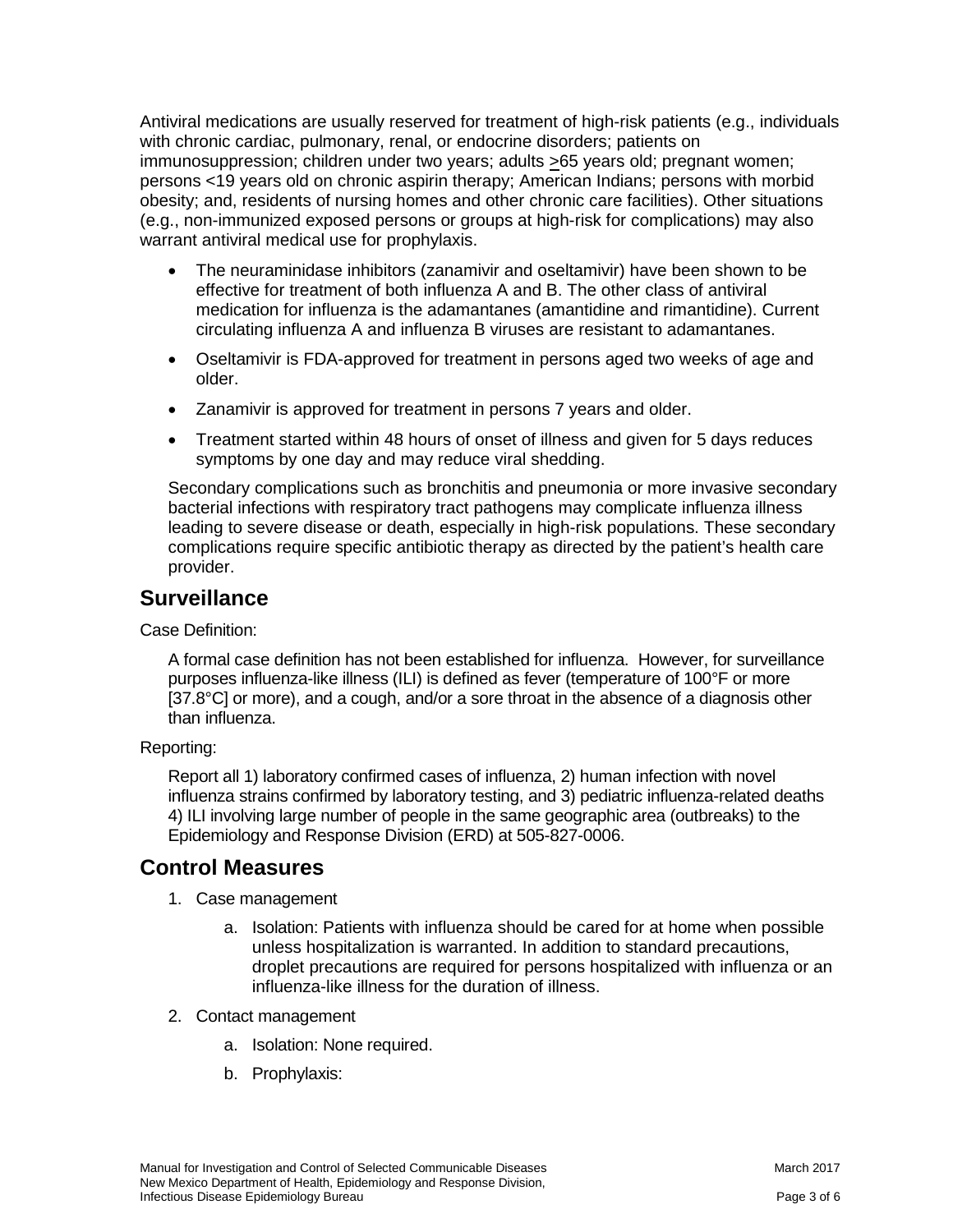Antiviral medications are usually reserved for treatment of high-risk patients (e.g., individuals with chronic cardiac, pulmonary, renal, or endocrine disorders; patients on immunosuppression; children under two years; adults ≥65 years old; pregnant women; persons <19 years old on chronic aspirin therapy; American Indians; persons with morbid obesity; and, residents of nursing homes and other chronic care facilities). Other situations (e.g., non-immunized exposed persons or groups at high-risk for complications) may also warrant antiviral medical use for prophylaxis.

- The neuraminidase inhibitors (zanamivir and oseltamivir) have been shown to be effective for treatment of both influenza A and B. The other class of antiviral medication for influenza is the adamantanes (amantidine and rimantidine). Current circulating influenza A and influenza B viruses are resistant to adamantanes.
- Oseltamivir is FDA-approved for treatment in persons aged two weeks of age and older.
- Zanamivir is approved for treatment in persons 7 years and older.
- Treatment started within 48 hours of onset of illness and given for 5 days reduces symptoms by one day and may reduce viral shedding.

Secondary complications such as bronchitis and pneumonia or more invasive secondary bacterial infections with respiratory tract pathogens may complicate influenza illness leading to severe disease or death, especially in high-risk populations. These secondary complications require specific antibiotic therapy as directed by the patient's health care provider.

## Surveillance

Case Definition:

A formal case definition has not been established for influenza. However, for surveillance purposes influenza-like illness (ILI) is defined as fever (temperature of 100°F or more [37.8°C] or more), and a cough, and/or a sore throat in the absence of a diagnosis other than influenza.

Reporting:

Report all 1) laboratory confirmed cases of influenza, 2) human infection with novel influenza strains confirmed by laboratory testing, and 3) pediatric influenza-related deaths 4) ILI involving large number of people in the same geographic area (outbreaks) to the Epidemiology and Response Division (ERD) at 505-827-0006.

## Control Measures

1. Case management
   a. Isolation: Patients with influenza should be cared for at home when possible unless hospitalization is warranted. In addition to standard precautions, droplet precautions are required for persons hospitalized with influenza or an influenza-like illness for the duration of illness.
2. Contact management
   a. Isolation: None required.
   b. Prophylaxis: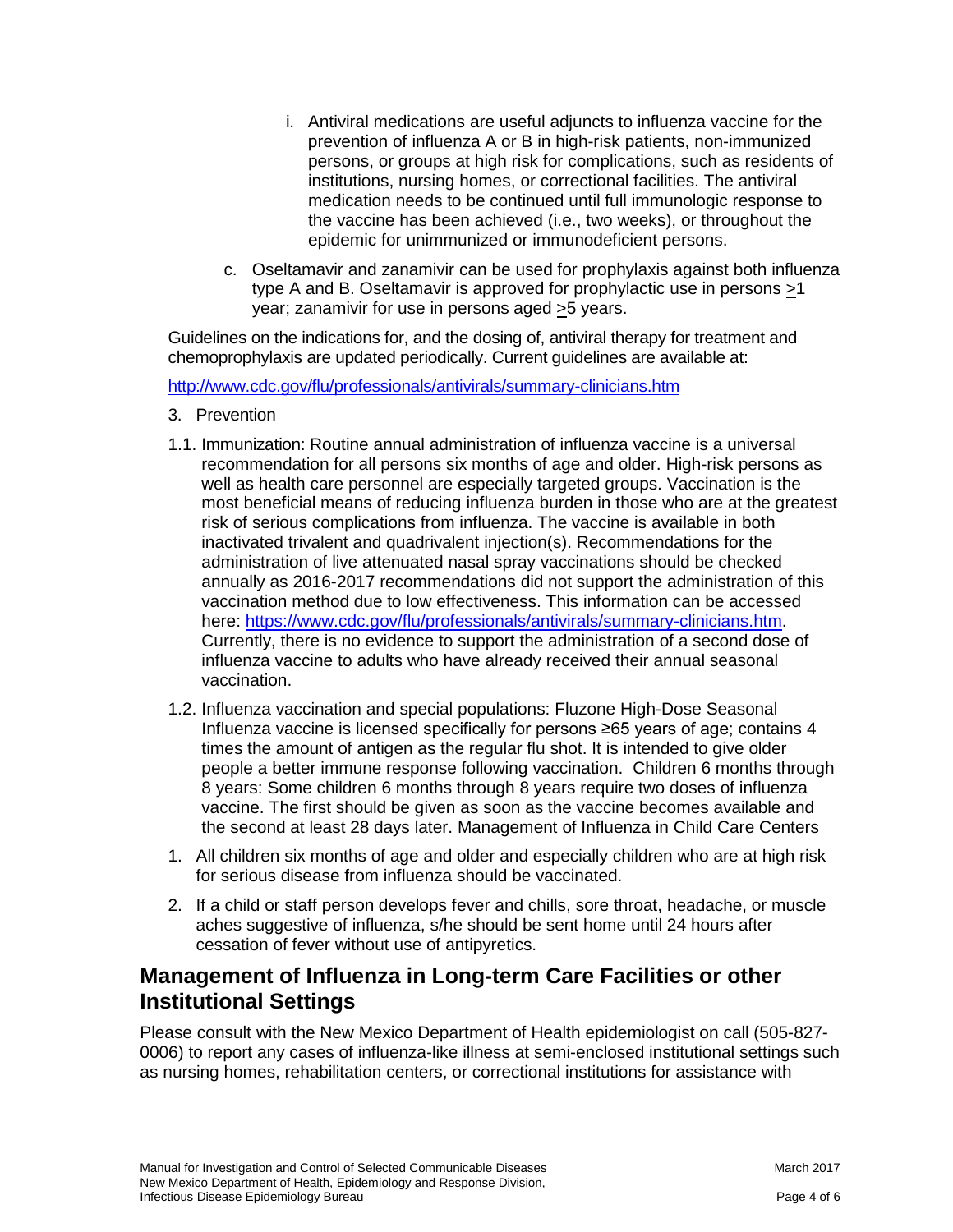i. Antiviral medications are useful adjuncts to influenza vaccine for the prevention of influenza A or B in high-risk patients, non-immunized persons, or groups at high risk for complications, such as residents of institutions, nursing homes, or correctional facilities. The antiviral medication needs to be continued until full immunologic response to the vaccine has been achieved (i.e., two weeks), or throughout the epidemic for unimmunized or immunodeficient persons.

c. Oseltamavir and zanamivir can be used for prophylaxis against both influenza type A and B. Oseltamavir is approved for prophylactic use in persons ≥1 year; zanamivir for use in persons aged ≥5 years.

Guidelines on the indications for, and the dosing of, antiviral therapy for treatment and chemoprophylaxis are updated periodically. Current guidelines are available at:

http://www.cdc.gov/flu/professionals/antivirals/summary-clinicians.htm

3. Prevention

1.1. Immunization: Routine annual administration of influenza vaccine is a universal recommendation for all persons six months of age and older. High-risk persons as well as health care personnel are especially targeted groups. Vaccination is the most beneficial means of reducing influenza burden in those who are at the greatest risk of serious complications from influenza. The vaccine is available in both inactivated trivalent and quadrivalent injection(s). Recommendations for the administration of live attenuated nasal spray vaccinations should be checked annually as 2016-2017 recommendations did not support the administration of this vaccination method due to low effectiveness. This information can be accessed here: https://www.cdc.gov/flu/professionals/antivirals/summary-clinicians.htm. Currently, there is no evidence to support the administration of a second dose of influenza vaccine to adults who have already received their annual seasonal vaccination.

1.2. Influenza vaccination and special populations: Fluzone High-Dose Seasonal Influenza vaccine is licensed specifically for persons ≥65 years of age; contains 4 times the amount of antigen as the regular flu shot. It is intended to give older people a better immune response following vaccination. Children 6 months through 8 years: Some children 6 months through 8 years require two doses of influenza vaccine. The first should be given as soon as the vaccine becomes available and the second at least 28 days later. Management of Influenza in Child Care Centers

1. All children six months of age and older and especially children who are at high risk for serious disease from influenza should be vaccinated.
2. If a child or staff person develops fever and chills, sore throat, headache, or muscle aches suggestive of influenza, s/he should be sent home until 24 hours after cessation of fever without use of antipyretics.

## Management of Influenza in Long-term Care Facilities or other Institutional Settings

Please consult with the New Mexico Department of Health epidemiologist on call (505-827-0006) to report any cases of influenza-like illness at semi-enclosed institutional settings such as nursing homes, rehabilitation centers, or correctional institutions for assistance with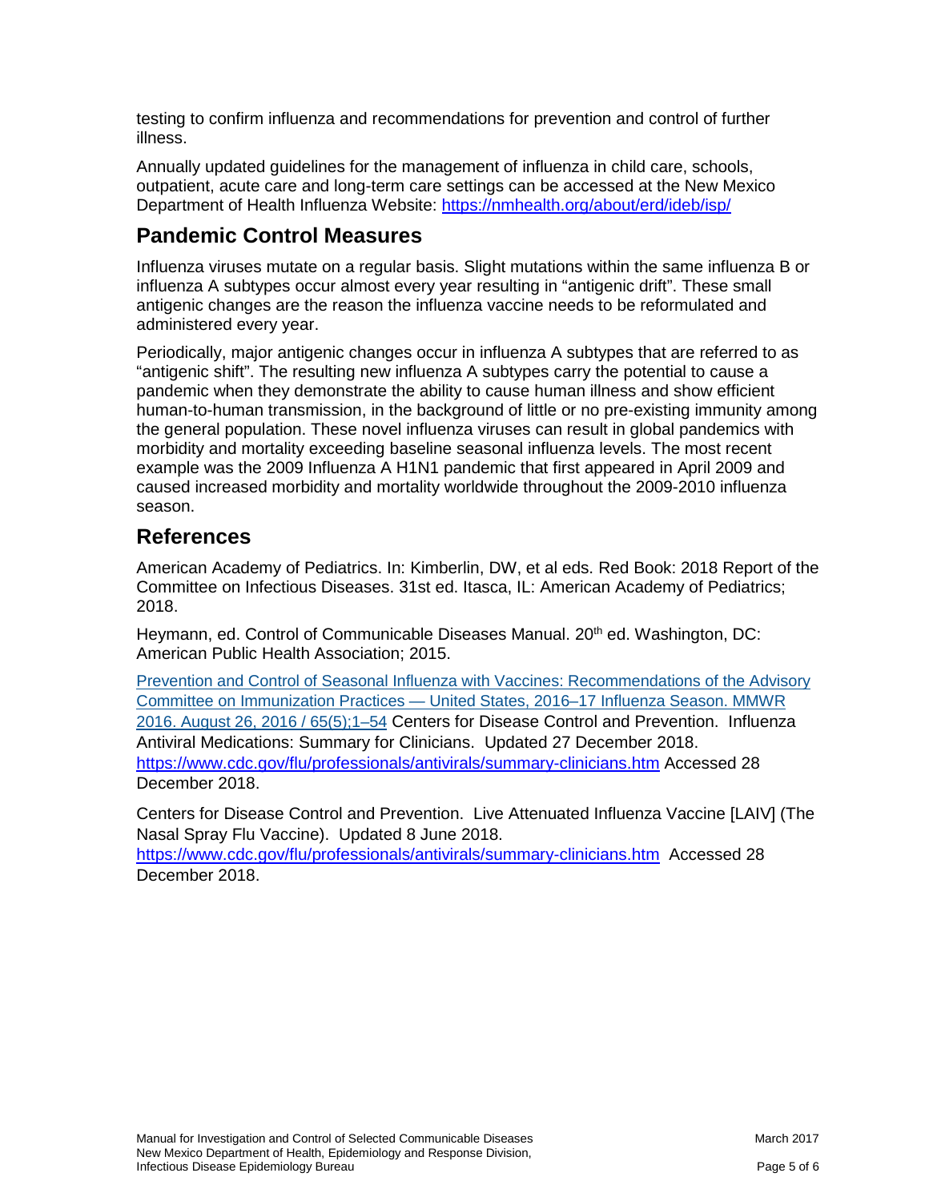testing to confirm influenza and recommendations for prevention and control of further illness.

Annually updated guidelines for the management of influenza in child care, schools, outpatient, acute care and long-term care settings can be accessed at the New Mexico Department of Health Influenza Website: [https://nmhealth.org/about/erd/ideb/isp/](https://nmhealth.org/about/erd/ideb/isp/)

## Pandemic Control Measures

Influenza viruses mutate on a regular basis. Slight mutations within the same influenza B or influenza A subtypes occur almost every year resulting in "antigenic drift". These small antigenic changes are the reason the influenza vaccine needs to be reformulated and administered every year.

Periodically, major antigenic changes occur in influenza A subtypes that are referred to as "antigenic shift". The resulting new influenza A subtypes carry the potential to cause a pandemic when they demonstrate the ability to cause human illness and show efficient human-to-human transmission, in the background of little or no pre-existing immunity among the general population. These novel influenza viruses can result in global pandemics with morbidity and mortality exceeding baseline seasonal influenza levels. The most recent example was the 2009 Influenza A H1N1 pandemic that first appeared in April 2009 and caused increased morbidity and mortality worldwide throughout the 2009-2010 influenza season.

## References

American Academy of Pediatrics. In: Kimberlin, DW, et al eds. Red Book: 2018 Report of the Committee on Infectious Diseases. 31st ed. Itasca, IL: American Academy of Pediatrics; 2018.

Heymann, ed. Control of Communicable Diseases Manual. 20th ed. Washington, DC: American Public Health Association; 2015.

Prevention and Control of Seasonal Influenza with Vaccines: Recommendations of the Advisory Committee on Immunization Practices — United States, 2016–17 Influenza Season. MMWR 2016. August 26, 2016 / 65(5);1–54 Centers for Disease Control and Prevention. Influenza Antiviral Medications: Summary for Clinicians. Updated 27 December 2018. [https://www.cdc.gov/flu/professionals/antivirals/summary-clinicians.htm](https://www.cdc.gov/flu/professionals/antivirals/summary-clinicians.htm) Accessed 28 December 2018.

Centers for Disease Control and Prevention. Live Attenuated Influenza Vaccine [LAIV] (The Nasal Spray Flu Vaccine). Updated 8 June 2018. [https://www.cdc.gov/flu/professionals/antivirals/summary-clinicians.htm](https://www.cdc.gov/flu/professionals/antivirals/summary-clinicians.htm) Accessed 28 December 2018.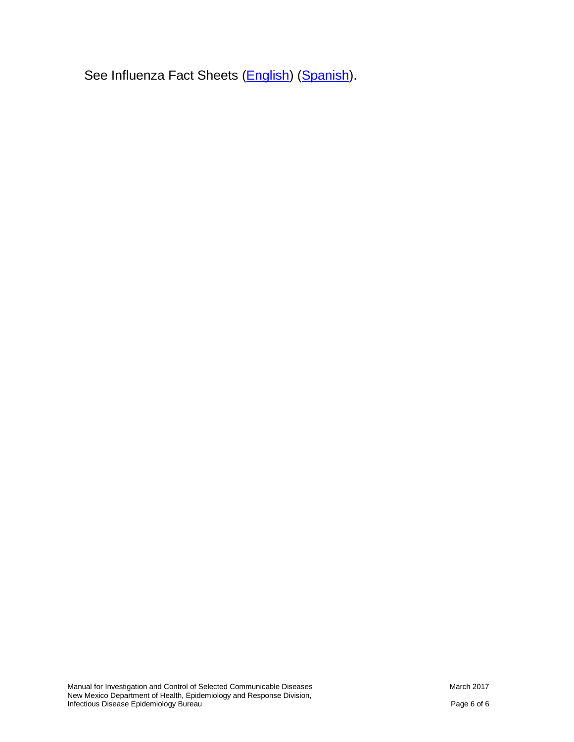See Influenza Fact Sheets (English) (Spanish).